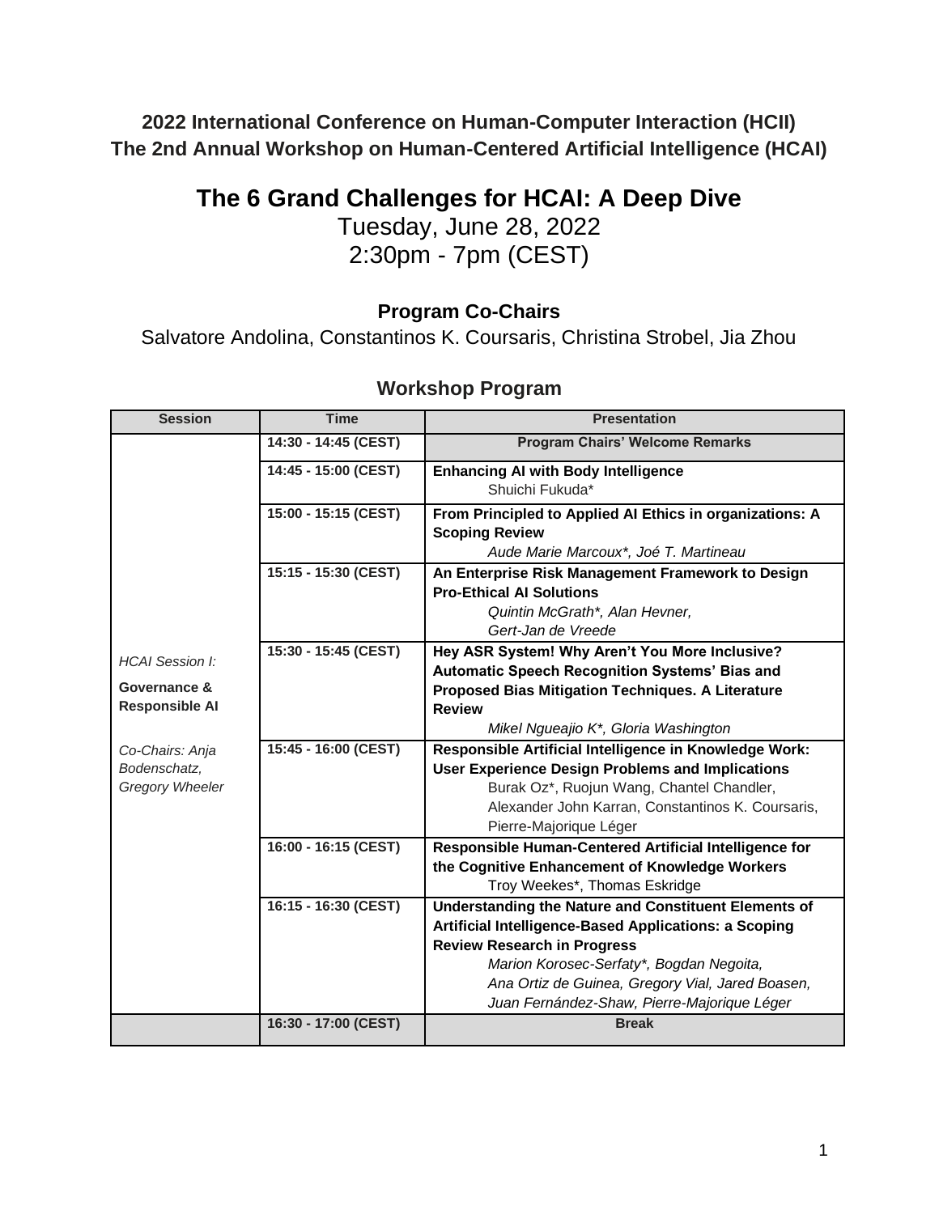**2022 International Conference on Human-Computer Interaction (HCII)**
**The 2nd Annual Workshop on Human-Centered Artificial Intelligence (HCAI)**

# The 6 Grand Challenges for HCAI: A Deep Dive

Tuesday, June 28, 2022
2:30pm - 7pm (CEST)

## Program Co-Chairs

Salvatore Andolina, Constantinos K. Coursaris, Christina Strobel, Jia Zhou

## Workshop Program

| Session | Time | Presentation |
|---|---|---|
| *HCAI Session I:* **Governance & Responsible AI** *Co-Chairs: Anja Bodenschatz, Gregory Wheeler* | 14:30 - 14:45 (CEST) | **Program Chairs' Welcome Remarks** |
| | 14:45 - 15:00 (CEST) | **Enhancing AI with Body Intelligence** Shuichi Fukuda* |
| | 15:00 - 15:15 (CEST) | **From Principled to Applied AI Ethics in organizations: A Scoping Review** *Aude Marie Marcoux*, Joé T. Martineau* |
| | 15:15 - 15:30 (CEST) | **An Enterprise Risk Management Framework to Design Pro-Ethical AI Solutions** *Quintin McGrath*, Alan Hevner, Gert-Jan de Vreede* |
| | 15:30 - 15:45 (CEST) | **Hey ASR System! Why Aren't You More Inclusive? Automatic Speech Recognition Systems' Bias and Proposed Bias Mitigation Techniques. A Literature Review** *Mikel Ngueajio K*, Gloria Washington* |
| | 15:45 - 16:00 (CEST) | **Responsible Artificial Intelligence in Knowledge Work: User Experience Design Problems and Implications** Burak Oz*, Ruojun Wang, Chantel Chandler, Alexander John Karran, Constantinos K. Coursaris, Pierre-Majorique Léger |
| | 16:00 - 16:15 (CEST) | **Responsible Human-Centered Artificial Intelligence for the Cognitive Enhancement of Knowledge Workers** Troy Weekes*, Thomas Eskridge |
| | 16:15 - 16:30 (CEST) | **Understanding the Nature and Constituent Elements of Artificial Intelligence-Based Applications: a Scoping Review Research in Progress** *Marion Korosec-Serfaty*, Bogdan Negoita, Ana Ortiz de Guinea, Gregory Vial, Jared Boasen, Juan Fernández-Shaw, Pierre-Majorique Léger* |
| | 16:30 - 17:00 (CEST) | **Break** |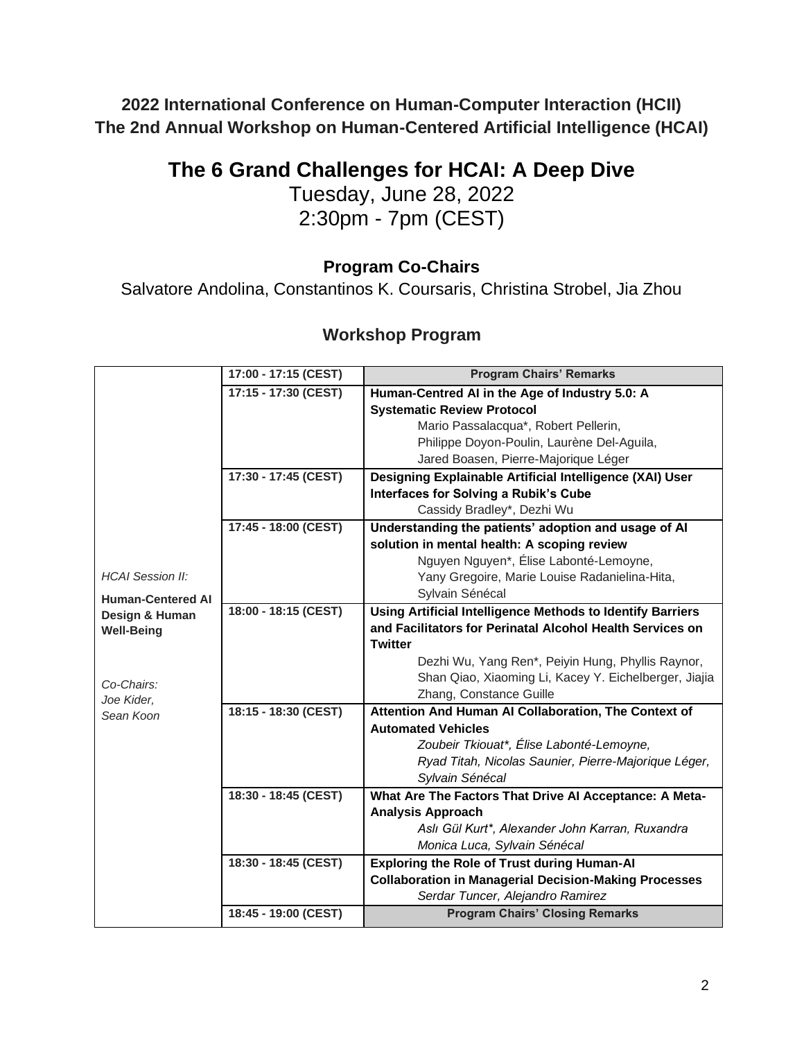**2022 International Conference on Human-Computer Interaction (HCII)**
**The 2nd Annual Workshop on Human-Centered Artificial Intelligence (HCAI)**

# The 6 Grand Challenges for HCAI: A Deep Dive

Tuesday, June 28, 2022
2:30pm - 7pm (CEST)

### Program Co-Chairs

Salvatore Andolina, Constantinos K. Coursaris, Christina Strobel, Jia Zhou

### Workshop Program

| Session | Time | Program |
|---|---|---|
| *HCAI Session II:* **Human-Centered AI Design & Human Well-Being** *Co-Chairs: Joe Kider, Sean Koon* | 17:00 - 17:15 (CEST) | **Program Chairs' Remarks** |
| | 17:15 - 17:30 (CEST) | **Human-Centred AI in the Age of Industry 5.0: A Systematic Review Protocol** Mario Passalacqua*, Robert Pellerin, Philippe Doyon-Poulin, Laurène Del-Aguila, Jared Boasen, Pierre-Majorique Léger |
| | 17:30 - 17:45 (CEST) | **Designing Explainable Artificial Intelligence (XAI) User Interfaces for Solving a Rubik's Cube** Cassidy Bradley*, Dezhi Wu |
| | 17:45 - 18:00 (CEST) | **Understanding the patients' adoption and usage of AI solution in mental health: A scoping review** Nguyen Nguyen*, Élise Labonté-Lemoyne, Yany Gregoire, Marie Louise Radanielina-Hita, Sylvain Sénécal |
| | 18:00 - 18:15 (CEST) | **Using Artificial Intelligence Methods to Identify Barriers and Facilitators for Perinatal Alcohol Health Services on Twitter** Dezhi Wu, Yang Ren*, Peiyin Hung, Phyllis Raynor, Shan Qiao, Xiaoming Li, Kacey Y. Eichelberger, Jiajia Zhang, Constance Guille |
| | 18:15 - 18:30 (CEST) | **Attention And Human AI Collaboration, The Context of Automated Vehicles** *Zoubeir Tkiouat*, Élise Labonté-Lemoyne, Ryad Titah, Nicolas Saunier, Pierre-Majorique Léger, Sylvain Sénécal* |
| | 18:30 - 18:45 (CEST) | **What Are The Factors That Drive AI Acceptance: A Meta-Analysis Approach** *Aslı Gül Kurt*, Alexander John Karran, Ruxandra Monica Luca, Sylvain Sénécal* |
| | 18:30 - 18:45 (CEST) | **Exploring the Role of Trust during Human-AI Collaboration in Managerial Decision-Making Processes** *Serdar Tuncer, Alejandro Ramirez* |
| | 18:45 - 19:00 (CEST) | **Program Chairs' Closing Remarks** |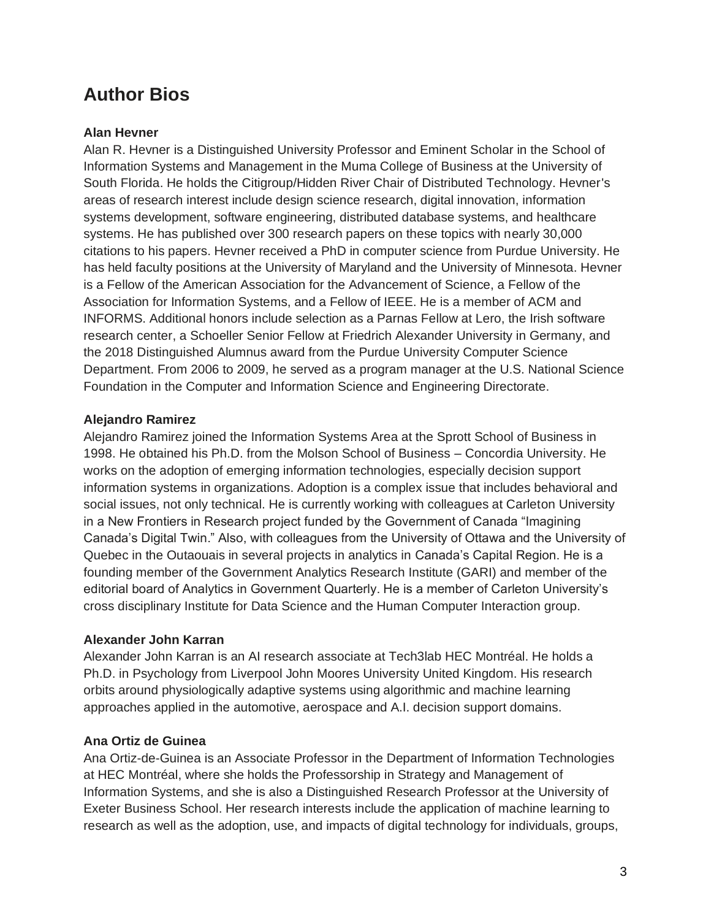# Author Bios

**Alan Hevner**

Alan R. Hevner is a Distinguished University Professor and Eminent Scholar in the School of Information Systems and Management in the Muma College of Business at the University of South Florida. He holds the Citigroup/Hidden River Chair of Distributed Technology. Hevner's areas of research interest include design science research, digital innovation, information systems development, software engineering, distributed database systems, and healthcare systems. He has published over 300 research papers on these topics with nearly 30,000 citations to his papers. Hevner received a PhD in computer science from Purdue University. He has held faculty positions at the University of Maryland and the University of Minnesota. Hevner is a Fellow of the American Association for the Advancement of Science, a Fellow of the Association for Information Systems, and a Fellow of IEEE. He is a member of ACM and INFORMS. Additional honors include selection as a Parnas Fellow at Lero, the Irish software research center, a Schoeller Senior Fellow at Friedrich Alexander University in Germany, and the 2018 Distinguished Alumnus award from the Purdue University Computer Science Department. From 2006 to 2009, he served as a program manager at the U.S. National Science Foundation in the Computer and Information Science and Engineering Directorate.

**Alejandro Ramirez**

Alejandro Ramirez joined the Information Systems Area at the Sprott School of Business in 1998. He obtained his Ph.D. from the Molson School of Business – Concordia University. He works on the adoption of emerging information technologies, especially decision support information systems in organizations. Adoption is a complex issue that includes behavioral and social issues, not only technical. He is currently working with colleagues at Carleton University in a New Frontiers in Research project funded by the Government of Canada "Imagining Canada's Digital Twin." Also, with colleagues from the University of Ottawa and the University of Quebec in the Outaouais in several projects in analytics in Canada's Capital Region. He is a founding member of the Government Analytics Research Institute (GARI) and member of the editorial board of Analytics in Government Quarterly. He is a member of Carleton University's cross disciplinary Institute for Data Science and the Human Computer Interaction group.

**Alexander John Karran**

Alexander John Karran is an AI research associate at Tech3lab HEC Montréal. He holds a Ph.D. in Psychology from Liverpool John Moores University United Kingdom. His research orbits around physiologically adaptive systems using algorithmic and machine learning approaches applied in the automotive, aerospace and A.I. decision support domains.

**Ana Ortiz de Guinea**

Ana Ortiz-de-Guinea is an Associate Professor in the Department of Information Technologies at HEC Montréal, where she holds the Professorship in Strategy and Management of Information Systems, and she is also a Distinguished Research Professor at the University of Exeter Business School. Her research interests include the application of machine learning to research as well as the adoption, use, and impacts of digital technology for individuals, groups,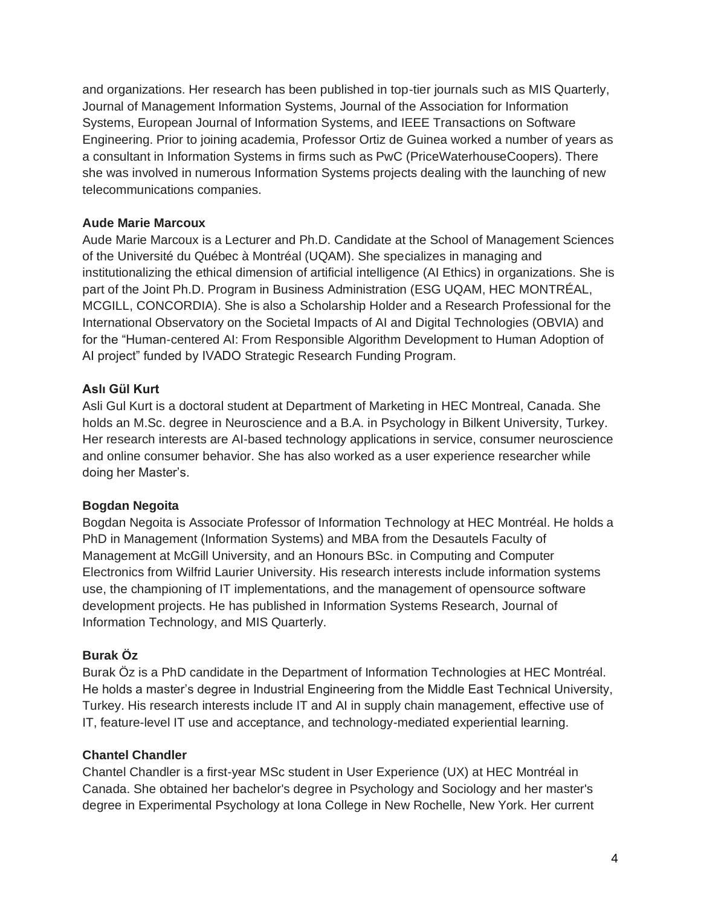and organizations. Her research has been published in top-tier journals such as MIS Quarterly, Journal of Management Information Systems, Journal of the Association for Information Systems, European Journal of Information Systems, and IEEE Transactions on Software Engineering. Prior to joining academia, Professor Ortiz de Guinea worked a number of years as a consultant in Information Systems in firms such as PwC (PriceWaterhouseCoopers). There she was involved in numerous Information Systems projects dealing with the launching of new telecommunications companies.

**Aude Marie Marcoux**

Aude Marie Marcoux is a Lecturer and Ph.D. Candidate at the School of Management Sciences of the Université du Québec à Montréal (UQAM). She specializes in managing and institutionalizing the ethical dimension of artificial intelligence (AI Ethics) in organizations. She is part of the Joint Ph.D. Program in Business Administration (ESG UQAM, HEC MONTRÉAL, MCGILL, CONCORDIA). She is also a Scholarship Holder and a Research Professional for the International Observatory on the Societal Impacts of AI and Digital Technologies (OBVIA) and for the "Human-centered AI: From Responsible Algorithm Development to Human Adoption of AI project" funded by IVADO Strategic Research Funding Program.

**Aslı Gül Kurt**

Asli Gul Kurt is a doctoral student at Department of Marketing in HEC Montreal, Canada. She holds an M.Sc. degree in Neuroscience and a B.A. in Psychology in Bilkent University, Turkey. Her research interests are AI-based technology applications in service, consumer neuroscience and online consumer behavior. She has also worked as a user experience researcher while doing her Master's.

**Bogdan Negoita**

Bogdan Negoita is Associate Professor of Information Technology at HEC Montréal. He holds a PhD in Management (Information Systems) and MBA from the Desautels Faculty of Management at McGill University, and an Honours BSc. in Computing and Computer Electronics from Wilfrid Laurier University. His research interests include information systems use, the championing of IT implementations, and the management of opensource software development projects. He has published in Information Systems Research, Journal of Information Technology, and MIS Quarterly.

**Burak Öz**

Burak Öz is a PhD candidate in the Department of Information Technologies at HEC Montréal. He holds a master's degree in Industrial Engineering from the Middle East Technical University, Turkey. His research interests include IT and AI in supply chain management, effective use of IT, feature-level IT use and acceptance, and technology-mediated experiential learning.

**Chantel Chandler**

Chantel Chandler is a first-year MSc student in User Experience (UX) at HEC Montréal in Canada. She obtained her bachelor's degree in Psychology and Sociology and her master's degree in Experimental Psychology at Iona College in New Rochelle, New York. Her current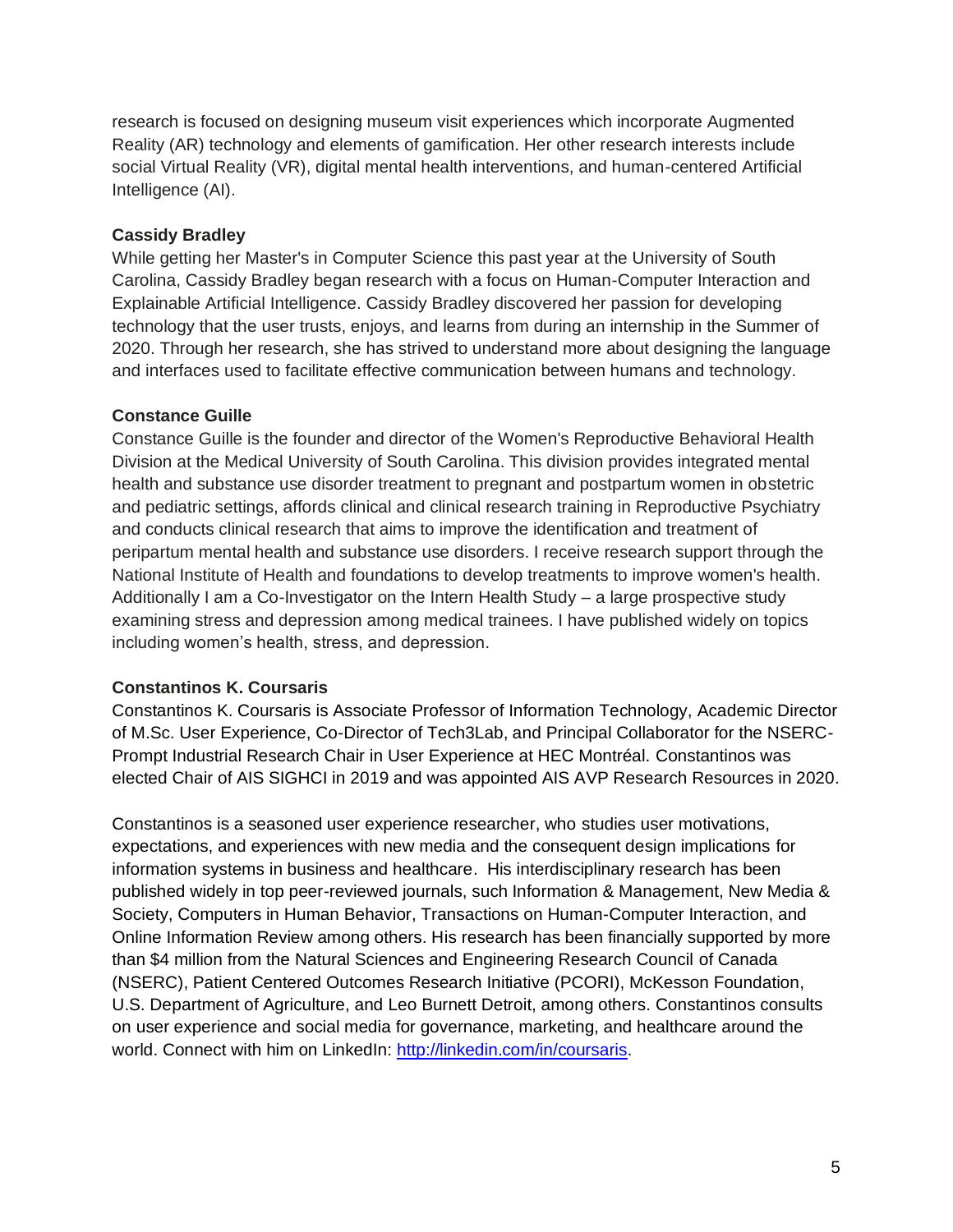research is focused on designing museum visit experiences which incorporate Augmented Reality (AR) technology and elements of gamification. Her other research interests include social Virtual Reality (VR), digital mental health interventions, and human-centered Artificial Intelligence (AI).

**Cassidy Bradley**

While getting her Master's in Computer Science this past year at the University of South Carolina, Cassidy Bradley began research with a focus on Human-Computer Interaction and Explainable Artificial Intelligence. Cassidy Bradley discovered her passion for developing technology that the user trusts, enjoys, and learns from during an internship in the Summer of 2020. Through her research, she has strived to understand more about designing the language and interfaces used to facilitate effective communication between humans and technology.

**Constance Guille**

Constance Guille is the founder and director of the Women's Reproductive Behavioral Health Division at the Medical University of South Carolina. This division provides integrated mental health and substance use disorder treatment to pregnant and postpartum women in obstetric and pediatric settings, affords clinical and clinical research training in Reproductive Psychiatry and conducts clinical research that aims to improve the identification and treatment of peripartum mental health and substance use disorders. I receive research support through the National Institute of Health and foundations to develop treatments to improve women's health. Additionally I am a Co-Investigator on the Intern Health Study – a large prospective study examining stress and depression among medical trainees. I have published widely on topics including women's health, stress, and depression.

**Constantinos K. Coursaris**

Constantinos K. Coursaris is Associate Professor of Information Technology, Academic Director of M.Sc. User Experience, Co-Director of Tech3Lab, and Principal Collaborator for the NSERC-Prompt Industrial Research Chair in User Experience at HEC Montréal. Constantinos was elected Chair of AIS SIGHCI in 2019 and was appointed AIS AVP Research Resources in 2020.

Constantinos is a seasoned user experience researcher, who studies user motivations, expectations, and experiences with new media and the consequent design implications for information systems in business and healthcare. His interdisciplinary research has been published widely in top peer-reviewed journals, such Information & Management, New Media & Society, Computers in Human Behavior, Transactions on Human-Computer Interaction, and Online Information Review among others. His research has been financially supported by more than $4 million from the Natural Sciences and Engineering Research Council of Canada (NSERC), Patient Centered Outcomes Research Initiative (PCORI), McKesson Foundation, U.S. Department of Agriculture, and Leo Burnett Detroit, among others. Constantinos consults on user experience and social media for governance, marketing, and healthcare around the world. Connect with him on LinkedIn: [http://linkedin.com/in/coursaris](http://linkedin.com/in/coursaris).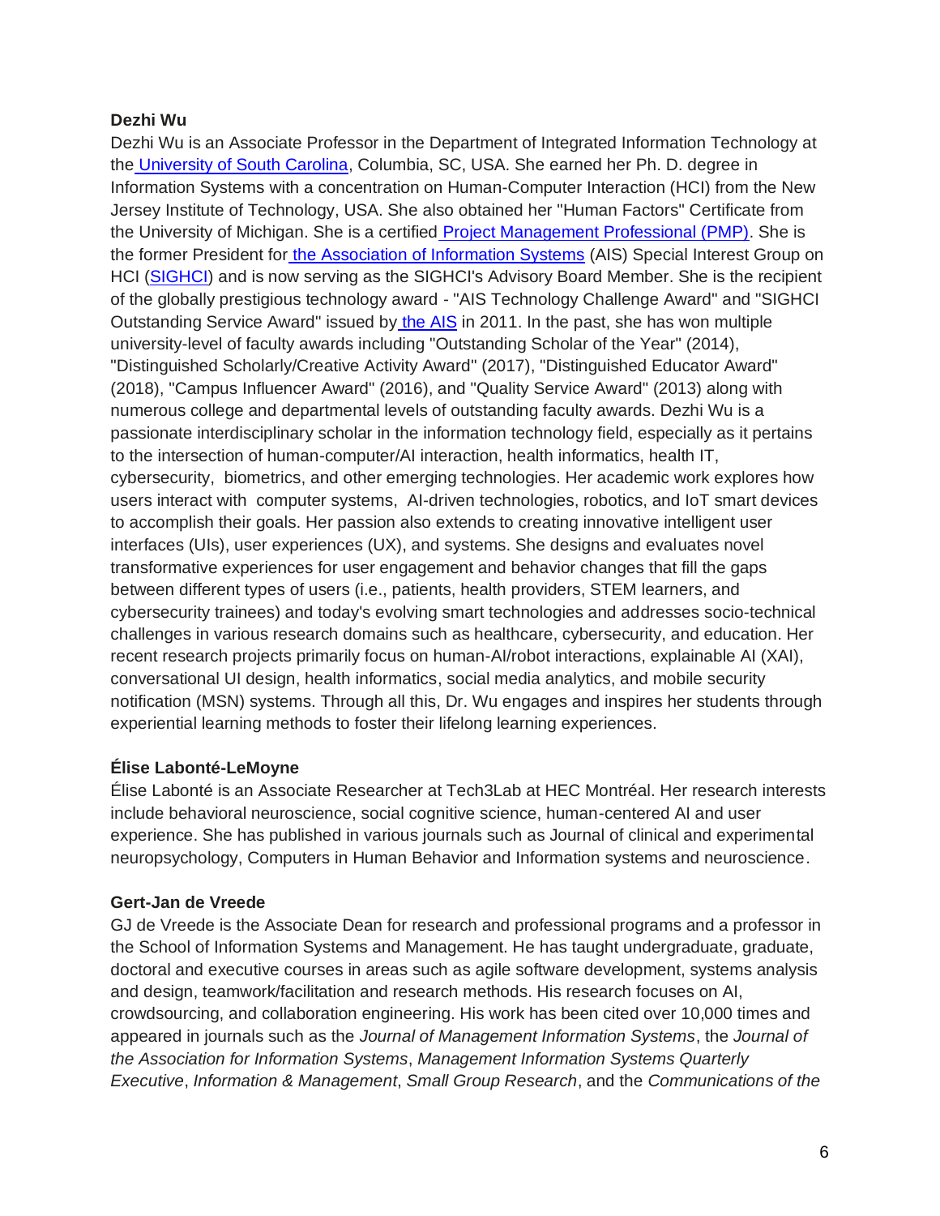**Dezhi Wu**

Dezhi Wu is an Associate Professor in the Department of Integrated Information Technology at the University of South Carolina, Columbia, SC, USA. She earned her Ph. D. degree in Information Systems with a concentration on Human-Computer Interaction (HCI) from the New Jersey Institute of Technology, USA. She also obtained her "Human Factors" Certificate from the University of Michigan. She is a certified Project Management Professional (PMP). She is the former President for the Association of Information Systems (AIS) Special Interest Group on HCI (SIGHCI) and is now serving as the SIGHCI's Advisory Board Member. She is the recipient of the globally prestigious technology award - "AIS Technology Challenge Award" and "SIGHCI Outstanding Service Award" issued by the AIS in 2011. In the past, she has won multiple university-level of faculty awards including "Outstanding Scholar of the Year" (2014), "Distinguished Scholarly/Creative Activity Award" (2017), "Distinguished Educator Award" (2018), "Campus Influencer Award" (2016), and "Quality Service Award" (2013) along with numerous college and departmental levels of outstanding faculty awards. Dezhi Wu is a passionate interdisciplinary scholar in the information technology field, especially as it pertains to the intersection of human-computer/AI interaction, health informatics, health IT, cybersecurity, biometrics, and other emerging technologies. Her academic work explores how users interact with computer systems, AI-driven technologies, robotics, and IoT smart devices to accomplish their goals. Her passion also extends to creating innovative intelligent user interfaces (UIs), user experiences (UX), and systems. She designs and evaluates novel transformative experiences for user engagement and behavior changes that fill the gaps between different types of users (i.e., patients, health providers, STEM learners, and cybersecurity trainees) and today's evolving smart technologies and addresses socio-technical challenges in various research domains such as healthcare, cybersecurity, and education. Her recent research projects primarily focus on human-AI/robot interactions, explainable AI (XAI), conversational UI design, health informatics, social media analytics, and mobile security notification (MSN) systems. Through all this, Dr. Wu engages and inspires her students through experiential learning methods to foster their lifelong learning experiences.

**Élise Labonté-LeMoyne**

Élise Labonté is an Associate Researcher at Tech3Lab at HEC Montréal. Her research interests include behavioral neuroscience, social cognitive science, human-centered AI and user experience. She has published in various journals such as Journal of clinical and experimental neuropsychology, Computers in Human Behavior and Information systems and neuroscience.

**Gert-Jan de Vreede**

GJ de Vreede is the Associate Dean for research and professional programs and a professor in the School of Information Systems and Management. He has taught undergraduate, graduate, doctoral and executive courses in areas such as agile software development, systems analysis and design, teamwork/facilitation and research methods. His research focuses on AI, crowdsourcing, and collaboration engineering. His work has been cited over 10,000 times and appeared in journals such as the *Journal of Management Information Systems*, the *Journal of the Association for Information Systems*, *Management Information Systems Quarterly Executive*, *Information & Management*, *Small Group Research*, and the *Communications of the*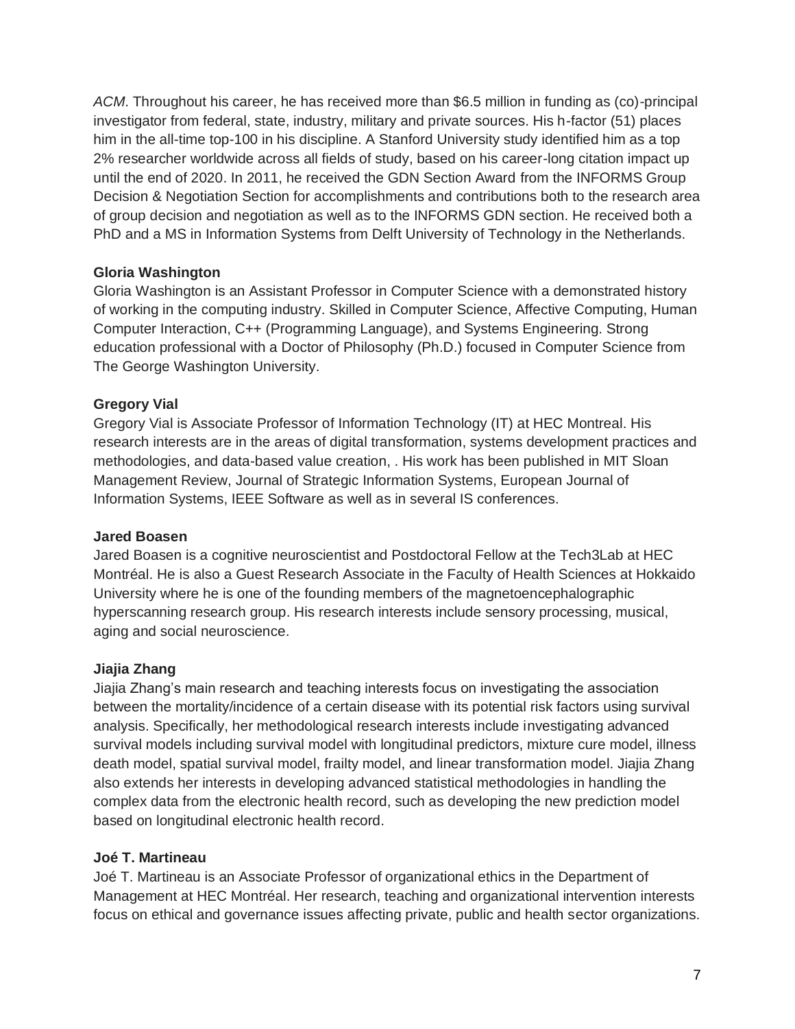*ACM*. Throughout his career, he has received more than $6.5 million in funding as (co)-principal investigator from federal, state, industry, military and private sources. His h-factor (51) places him in the all-time top-100 in his discipline. A Stanford University study identified him as a top 2% researcher worldwide across all fields of study, based on his career-long citation impact up until the end of 2020. In 2011, he received the GDN Section Award from the INFORMS Group Decision & Negotiation Section for accomplishments and contributions both to the research area of group decision and negotiation as well as to the INFORMS GDN section. He received both a PhD and a MS in Information Systems from Delft University of Technology in the Netherlands.

**Gloria Washington**
Gloria Washington is an Assistant Professor in Computer Science with a demonstrated history of working in the computing industry. Skilled in Computer Science, Affective Computing, Human Computer Interaction, C++ (Programming Language), and Systems Engineering. Strong education professional with a Doctor of Philosophy (Ph.D.) focused in Computer Science from The George Washington University.

**Gregory Vial**
Gregory Vial is Associate Professor of Information Technology (IT) at HEC Montreal. His research interests are in the areas of digital transformation, systems development practices and methodologies, and data-based value creation, . His work has been published in MIT Sloan Management Review, Journal of Strategic Information Systems, European Journal of Information Systems, IEEE Software as well as in several IS conferences.

**Jared Boasen**
Jared Boasen is a cognitive neuroscientist and Postdoctoral Fellow at the Tech3Lab at HEC Montréal. He is also a Guest Research Associate in the Faculty of Health Sciences at Hokkaido University where he is one of the founding members of the magnetoencephalographic hyperscanning research group. His research interests include sensory processing, musical, aging and social neuroscience.

**Jiajia Zhang**
Jiajia Zhang's main research and teaching interests focus on investigating the association between the mortality/incidence of a certain disease with its potential risk factors using survival analysis. Specifically, her methodological research interests include investigating advanced survival models including survival model with longitudinal predictors, mixture cure model, illness death model, spatial survival model, frailty model, and linear transformation model. Jiajia Zhang also extends her interests in developing advanced statistical methodologies in handling the complex data from the electronic health record, such as developing the new prediction model based on longitudinal electronic health record.

**Joé T. Martineau**
Joé T. Martineau is an Associate Professor of organizational ethics in the Department of Management at HEC Montréal. Her research, teaching and organizational intervention interests focus on ethical and governance issues affecting private, public and health sector organizations.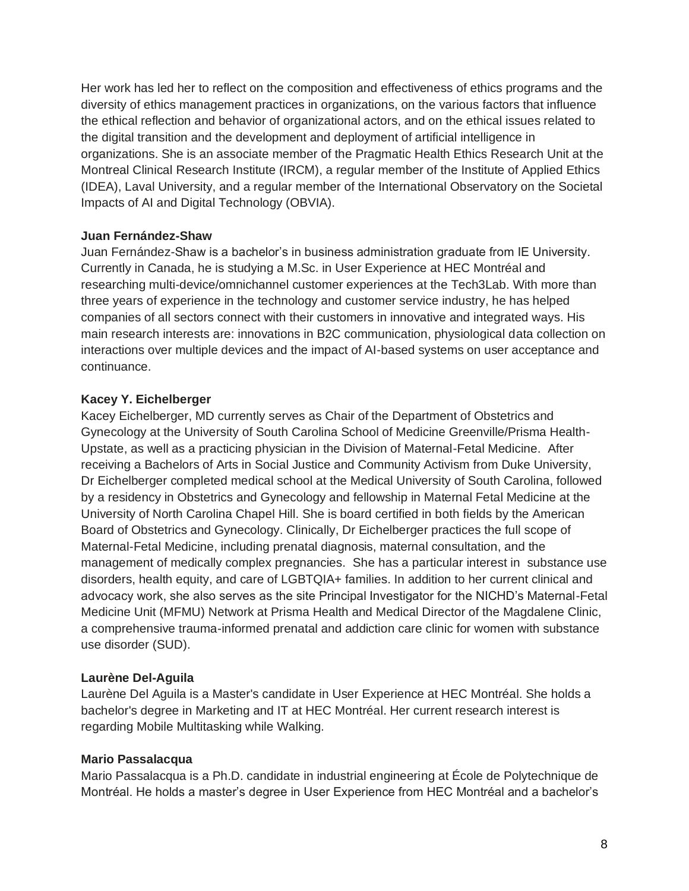Her work has led her to reflect on the composition and effectiveness of ethics programs and the diversity of ethics management practices in organizations, on the various factors that influence the ethical reflection and behavior of organizational actors, and on the ethical issues related to the digital transition and the development and deployment of artificial intelligence in organizations. She is an associate member of the Pragmatic Health Ethics Research Unit at the Montreal Clinical Research Institute (IRCM), a regular member of the Institute of Applied Ethics (IDEA), Laval University, and a regular member of the International Observatory on the Societal Impacts of AI and Digital Technology (OBVIA).

**Juan Fernández-Shaw**

Juan Fernández-Shaw is a bachelor's in business administration graduate from IE University. Currently in Canada, he is studying a M.Sc. in User Experience at HEC Montréal and researching multi-device/omnichannel customer experiences at the Tech3Lab. With more than three years of experience in the technology and customer service industry, he has helped companies of all sectors connect with their customers in innovative and integrated ways. His main research interests are: innovations in B2C communication, physiological data collection on interactions over multiple devices and the impact of AI-based systems on user acceptance and continuance.

**Kacey Y. Eichelberger**

Kacey Eichelberger, MD currently serves as Chair of the Department of Obstetrics and Gynecology at the University of South Carolina School of Medicine Greenville/Prisma Health-Upstate, as well as a practicing physician in the Division of Maternal-Fetal Medicine. After receiving a Bachelors of Arts in Social Justice and Community Activism from Duke University, Dr Eichelberger completed medical school at the Medical University of South Carolina, followed by a residency in Obstetrics and Gynecology and fellowship in Maternal Fetal Medicine at the University of North Carolina Chapel Hill. She is board certified in both fields by the American Board of Obstetrics and Gynecology. Clinically, Dr Eichelberger practices the full scope of Maternal-Fetal Medicine, including prenatal diagnosis, maternal consultation, and the management of medically complex pregnancies. She has a particular interest in substance use disorders, health equity, and care of LGBTQIA+ families. In addition to her current clinical and advocacy work, she also serves as the site Principal Investigator for the NICHD's Maternal-Fetal Medicine Unit (MFMU) Network at Prisma Health and Medical Director of the Magdalene Clinic, a comprehensive trauma-informed prenatal and addiction care clinic for women with substance use disorder (SUD).

**Laurène Del-Aguila**

Laurène Del Aguila is a Master's candidate in User Experience at HEC Montréal. She holds a bachelor's degree in Marketing and IT at HEC Montréal. Her current research interest is regarding Mobile Multitasking while Walking.

**Mario Passalacqua**

Mario Passalacqua is a Ph.D. candidate in industrial engineering at École de Polytechnique de Montréal. He holds a master's degree in User Experience from HEC Montréal and a bachelor's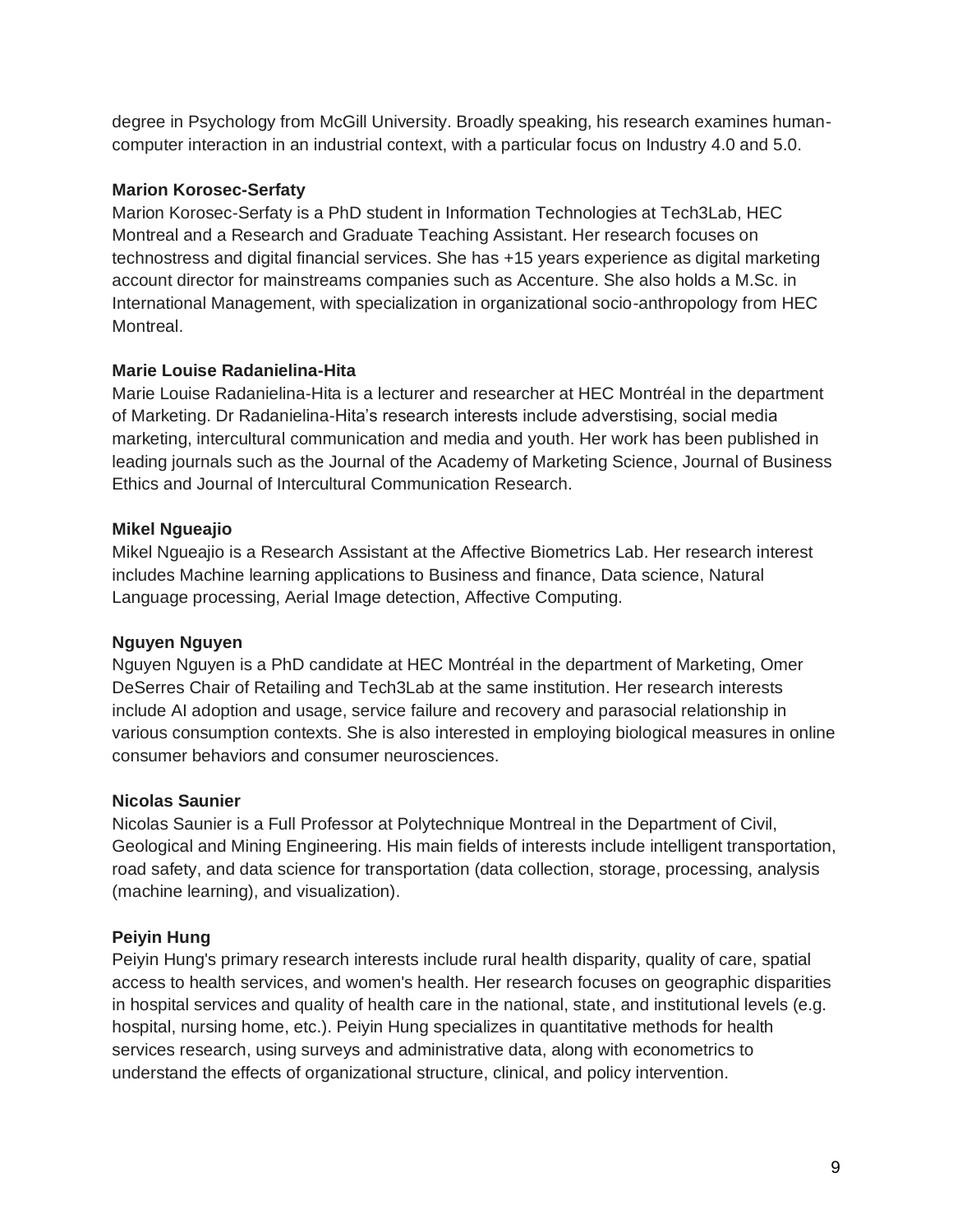degree in Psychology from McGill University. Broadly speaking, his research examines human-computer interaction in an industrial context, with a particular focus on Industry 4.0 and 5.0.

**Marion Korosec-Serfaty**

Marion Korosec-Serfaty is a PhD student in Information Technologies at Tech3Lab, HEC Montreal and a Research and Graduate Teaching Assistant. Her research focuses on technostress and digital financial services. She has +15 years experience as digital marketing account director for mainstreams companies such as Accenture. She also holds a M.Sc. in International Management, with specialization in organizational socio-anthropology from HEC Montreal.

**Marie Louise Radanielina-Hita**

Marie Louise Radanielina-Hita is a lecturer and researcher at HEC Montréal in the department of Marketing. Dr Radanielina-Hita's research interests include adverstising, social media marketing, intercultural communication and media and youth. Her work has been published in leading journals such as the Journal of the Academy of Marketing Science, Journal of Business Ethics and Journal of Intercultural Communication Research.

**Mikel Ngueajio**

Mikel Ngueajio is a Research Assistant at the Affective Biometrics Lab. Her research interest includes Machine learning applications to Business and finance, Data science, Natural Language processing, Aerial Image detection, Affective Computing.

**Nguyen Nguyen**

Nguyen Nguyen is a PhD candidate at HEC Montréal in the department of Marketing, Omer DeSerres Chair of Retailing and Tech3Lab at the same institution. Her research interests include AI adoption and usage, service failure and recovery and parasocial relationship in various consumption contexts. She is also interested in employing biological measures in online consumer behaviors and consumer neurosciences.

**Nicolas Saunier**

Nicolas Saunier is a Full Professor at Polytechnique Montreal in the Department of Civil, Geological and Mining Engineering. His main fields of interests include intelligent transportation, road safety, and data science for transportation (data collection, storage, processing, analysis (machine learning), and visualization).

**Peiyin Hung**

Peiyin Hung's primary research interests include rural health disparity, quality of care, spatial access to health services, and women's health. Her research focuses on geographic disparities in hospital services and quality of health care in the national, state, and institutional levels (e.g. hospital, nursing home, etc.). Peiyin Hung specializes in quantitative methods for health services research, using surveys and administrative data, along with econometrics to understand the effects of organizational structure, clinical, and policy intervention.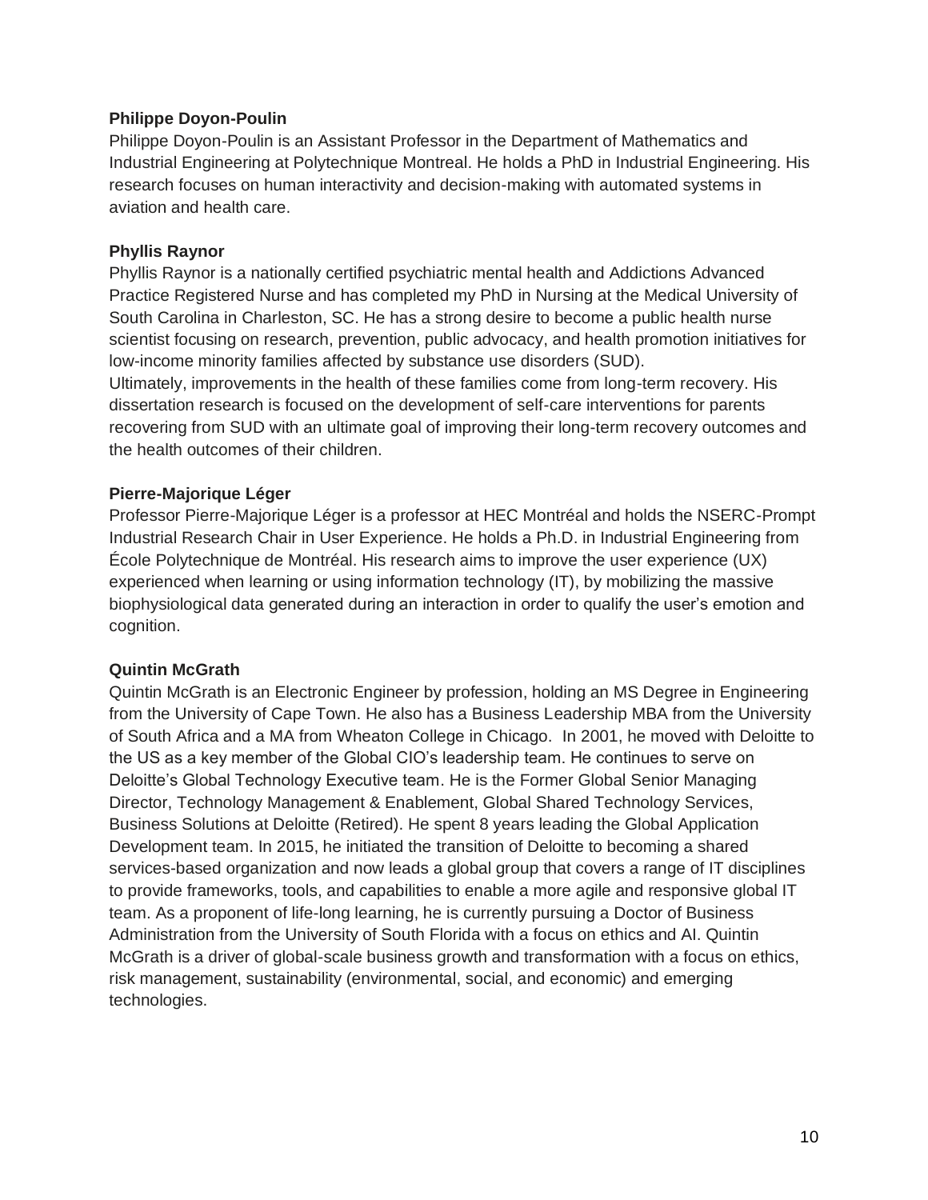**Philippe Doyon-Poulin**

Philippe Doyon-Poulin is an Assistant Professor in the Department of Mathematics and Industrial Engineering at Polytechnique Montreal. He holds a PhD in Industrial Engineering. His research focuses on human interactivity and decision-making with automated systems in aviation and health care.

**Phyllis Raynor**

Phyllis Raynor is a nationally certified psychiatric mental health and Addictions Advanced Practice Registered Nurse and has completed my PhD in Nursing at the Medical University of South Carolina in Charleston, SC. He has a strong desire to become a public health nurse scientist focusing on research, prevention, public advocacy, and health promotion initiatives for low-income minority families affected by substance use disorders (SUD).
Ultimately, improvements in the health of these families come from long-term recovery. His dissertation research is focused on the development of self-care interventions for parents recovering from SUD with an ultimate goal of improving their long-term recovery outcomes and the health outcomes of their children.

**Pierre-Majorique Léger**

Professor Pierre-Majorique Léger is a professor at HEC Montréal and holds the NSERC-Prompt Industrial Research Chair in User Experience. He holds a Ph.D. in Industrial Engineering from École Polytechnique de Montréal. His research aims to improve the user experience (UX) experienced when learning or using information technology (IT), by mobilizing the massive biophysiological data generated during an interaction in order to qualify the user's emotion and cognition.

**Quintin McGrath**

Quintin McGrath is an Electronic Engineer by profession, holding an MS Degree in Engineering from the University of Cape Town. He also has a Business Leadership MBA from the University of South Africa and a MA from Wheaton College in Chicago. In 2001, he moved with Deloitte to the US as a key member of the Global CIO's leadership team. He continues to serve on Deloitte's Global Technology Executive team. He is the Former Global Senior Managing Director, Technology Management & Enablement, Global Shared Technology Services, Business Solutions at Deloitte (Retired). He spent 8 years leading the Global Application Development team. In 2015, he initiated the transition of Deloitte to becoming a shared services-based organization and now leads a global group that covers a range of IT disciplines to provide frameworks, tools, and capabilities to enable a more agile and responsive global IT team. As a proponent of life-long learning, he is currently pursuing a Doctor of Business Administration from the University of South Florida with a focus on ethics and AI. Quintin McGrath is a driver of global-scale business growth and transformation with a focus on ethics, risk management, sustainability (environmental, social, and economic) and emerging technologies.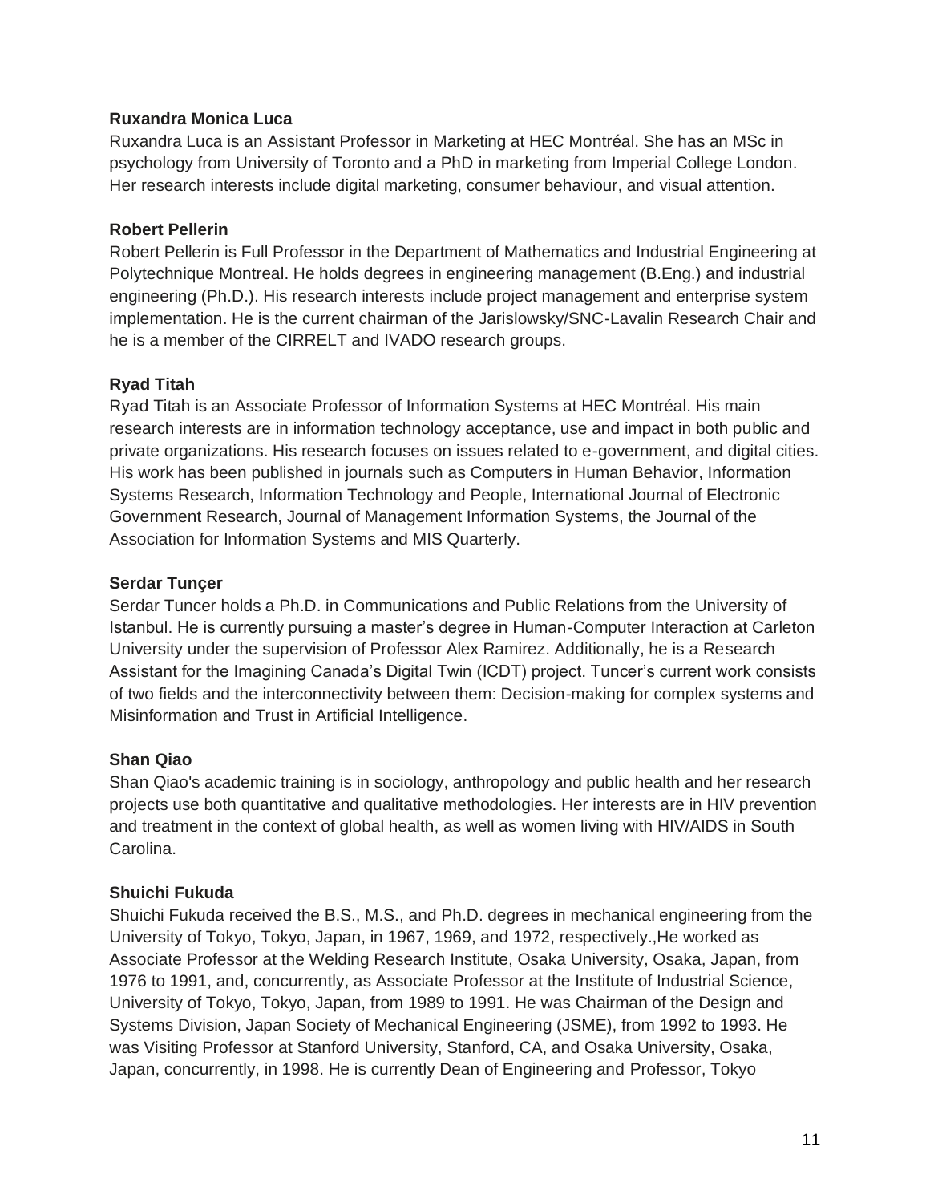**Ruxandra Monica Luca**

Ruxandra Luca is an Assistant Professor in Marketing at HEC Montréal. She has an MSc in psychology from University of Toronto and a PhD in marketing from Imperial College London. Her research interests include digital marketing, consumer behaviour, and visual attention.

**Robert Pellerin**

Robert Pellerin is Full Professor in the Department of Mathematics and Industrial Engineering at Polytechnique Montreal. He holds degrees in engineering management (B.Eng.) and industrial engineering (Ph.D.). His research interests include project management and enterprise system implementation. He is the current chairman of the Jarislowsky/SNC-Lavalin Research Chair and he is a member of the CIRRELT and IVADO research groups.

**Ryad Titah**

Ryad Titah is an Associate Professor of Information Systems at HEC Montréal. His main research interests are in information technology acceptance, use and impact in both public and private organizations. His research focuses on issues related to e-government, and digital cities. His work has been published in journals such as Computers in Human Behavior, Information Systems Research, Information Technology and People, International Journal of Electronic Government Research, Journal of Management Information Systems, the Journal of the Association for Information Systems and MIS Quarterly.

**Serdar Tunçer**

Serdar Tuncer holds a Ph.D. in Communications and Public Relations from the University of Istanbul. He is currently pursuing a master's degree in Human-Computer Interaction at Carleton University under the supervision of Professor Alex Ramirez. Additionally, he is a Research Assistant for the Imagining Canada's Digital Twin (ICDT) project. Tuncer's current work consists of two fields and the interconnectivity between them: Decision-making for complex systems and Misinformation and Trust in Artificial Intelligence.

**Shan Qiao**

Shan Qiao's academic training is in sociology, anthropology and public health and her research projects use both quantitative and qualitative methodologies. Her interests are in HIV prevention and treatment in the context of global health, as well as women living with HIV/AIDS in South Carolina.

**Shuichi Fukuda**

Shuichi Fukuda received the B.S., M.S., and Ph.D. degrees in mechanical engineering from the University of Tokyo, Tokyo, Japan, in 1967, 1969, and 1972, respectively.,He worked as Associate Professor at the Welding Research Institute, Osaka University, Osaka, Japan, from 1976 to 1991, and, concurrently, as Associate Professor at the Institute of Industrial Science, University of Tokyo, Tokyo, Japan, from 1989 to 1991. He was Chairman of the Design and Systems Division, Japan Society of Mechanical Engineering (JSME), from 1992 to 1993. He was Visiting Professor at Stanford University, Stanford, CA, and Osaka University, Osaka, Japan, concurrently, in 1998. He is currently Dean of Engineering and Professor, Tokyo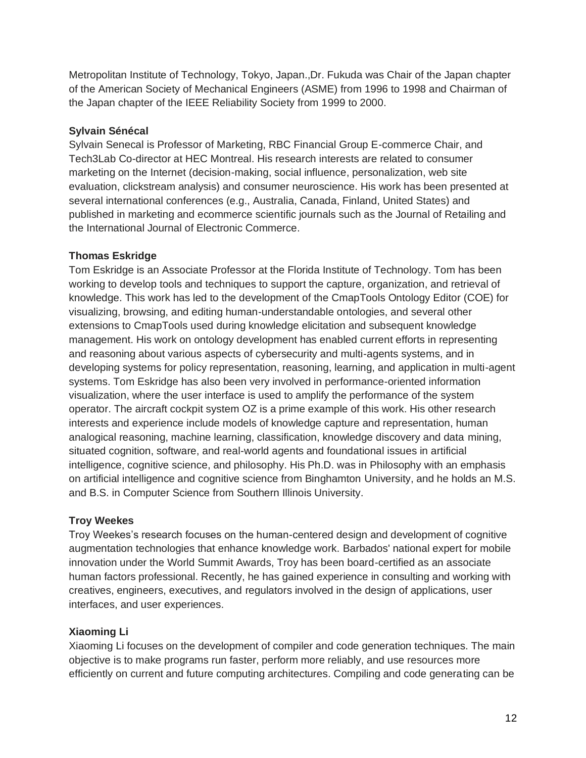Metropolitan Institute of Technology, Tokyo, Japan.,Dr. Fukuda was Chair of the Japan chapter of the American Society of Mechanical Engineers (ASME) from 1996 to 1998 and Chairman of the Japan chapter of the IEEE Reliability Society from 1999 to 2000.

**Sylvain Sénécal**

Sylvain Senecal is Professor of Marketing, RBC Financial Group E-commerce Chair, and Tech3Lab Co-director at HEC Montreal. His research interests are related to consumer marketing on the Internet (decision-making, social influence, personalization, web site evaluation, clickstream analysis) and consumer neuroscience. His work has been presented at several international conferences (e.g., Australia, Canada, Finland, United States) and published in marketing and ecommerce scientific journals such as the Journal of Retailing and the International Journal of Electronic Commerce.

**Thomas Eskridge**

Tom Eskridge is an Associate Professor at the Florida Institute of Technology. Tom has been working to develop tools and techniques to support the capture, organization, and retrieval of knowledge. This work has led to the development of the CmapTools Ontology Editor (COE) for visualizing, browsing, and editing human-understandable ontologies, and several other extensions to CmapTools used during knowledge elicitation and subsequent knowledge management. His work on ontology development has enabled current efforts in representing and reasoning about various aspects of cybersecurity and multi-agents systems, and in developing systems for policy representation, reasoning, learning, and application in multi-agent systems. Tom Eskridge has also been very involved in performance-oriented information visualization, where the user interface is used to amplify the performance of the system operator. The aircraft cockpit system OZ is a prime example of this work. His other research interests and experience include models of knowledge capture and representation, human analogical reasoning, machine learning, classification, knowledge discovery and data mining, situated cognition, software, and real-world agents and foundational issues in artificial intelligence, cognitive science, and philosophy. His Ph.D. was in Philosophy with an emphasis on artificial intelligence and cognitive science from Binghamton University, and he holds an M.S. and B.S. in Computer Science from Southern Illinois University.

**Troy Weekes**

Troy Weekes's research focuses on the human-centered design and development of cognitive augmentation technologies that enhance knowledge work. Barbados' national expert for mobile innovation under the World Summit Awards, Troy has been board-certified as an associate human factors professional. Recently, he has gained experience in consulting and working with creatives, engineers, executives, and regulators involved in the design of applications, user interfaces, and user experiences.

**Xiaoming Li**

Xiaoming Li focuses on the development of compiler and code generation techniques. The main objective is to make programs run faster, perform more reliably, and use resources more efficiently on current and future computing architectures. Compiling and code generating can be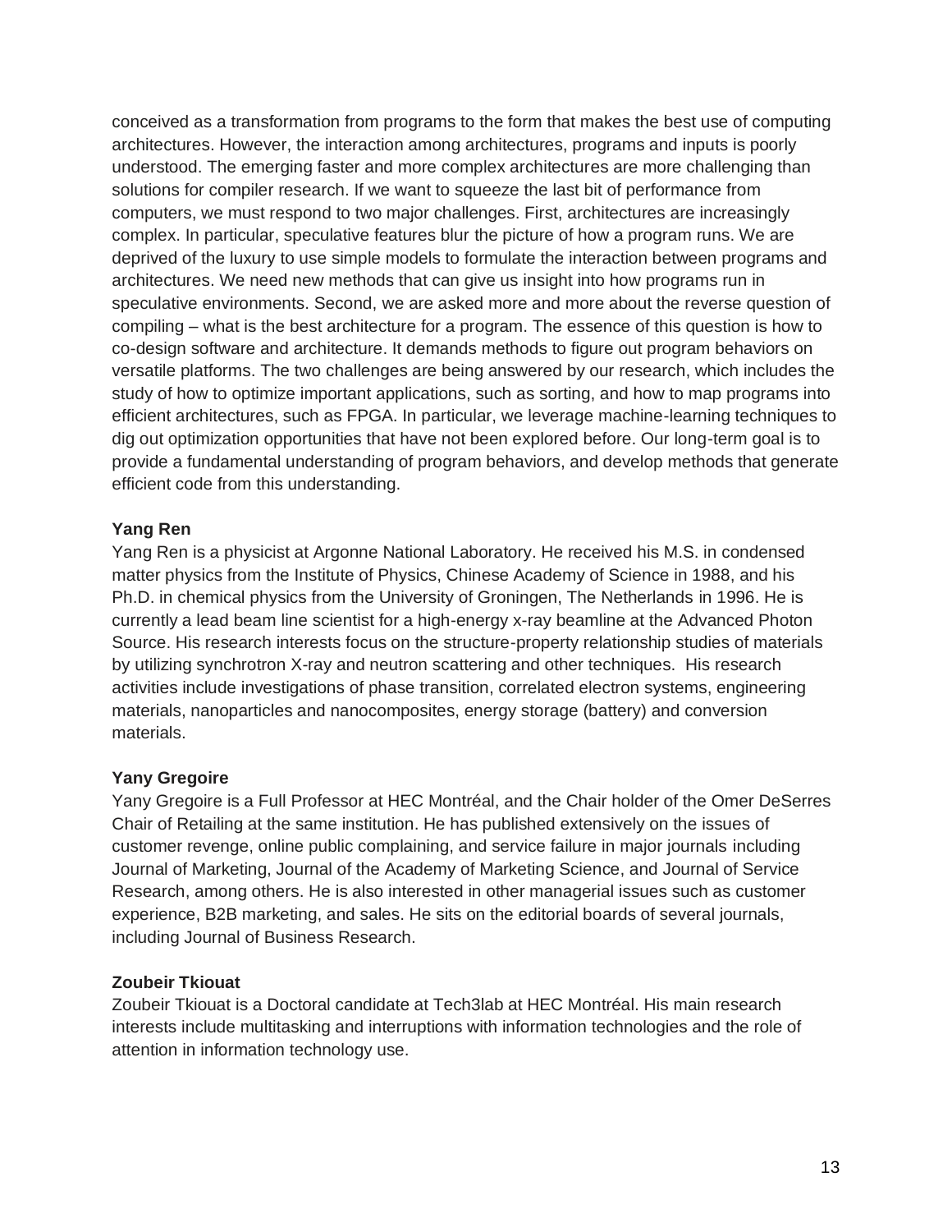conceived as a transformation from programs to the form that makes the best use of computing architectures. However, the interaction among architectures, programs and inputs is poorly understood. The emerging faster and more complex architectures are more challenging than solutions for compiler research. If we want to squeeze the last bit of performance from computers, we must respond to two major challenges. First, architectures are increasingly complex. In particular, speculative features blur the picture of how a program runs. We are deprived of the luxury to use simple models to formulate the interaction between programs and architectures. We need new methods that can give us insight into how programs run in speculative environments. Second, we are asked more and more about the reverse question of compiling – what is the best architecture for a program. The essence of this question is how to co-design software and architecture. It demands methods to figure out program behaviors on versatile platforms. The two challenges are being answered by our research, which includes the study of how to optimize important applications, such as sorting, and how to map programs into efficient architectures, such as FPGA. In particular, we leverage machine-learning techniques to dig out optimization opportunities that have not been explored before. Our long-term goal is to provide a fundamental understanding of program behaviors, and develop methods that generate efficient code from this understanding.

**Yang Ren**

Yang Ren is a physicist at Argonne National Laboratory. He received his M.S. in condensed matter physics from the Institute of Physics, Chinese Academy of Science in 1988, and his Ph.D. in chemical physics from the University of Groningen, The Netherlands in 1996. He is currently a lead beam line scientist for a high-energy x-ray beamline at the Advanced Photon Source. His research interests focus on the structure-property relationship studies of materials by utilizing synchrotron X-ray and neutron scattering and other techniques. His research activities include investigations of phase transition, correlated electron systems, engineering materials, nanoparticles and nanocomposites, energy storage (battery) and conversion materials.

**Yany Gregoire**

Yany Gregoire is a Full Professor at HEC Montréal, and the Chair holder of the Omer DeSerres Chair of Retailing at the same institution. He has published extensively on the issues of customer revenge, online public complaining, and service failure in major journals including Journal of Marketing, Journal of the Academy of Marketing Science, and Journal of Service Research, among others. He is also interested in other managerial issues such as customer experience, B2B marketing, and sales. He sits on the editorial boards of several journals, including Journal of Business Research.

**Zoubeir Tkiouat**

Zoubeir Tkiouat is a Doctoral candidate at Tech3lab at HEC Montréal. His main research interests include multitasking and interruptions with information technologies and the role of attention in information technology use.